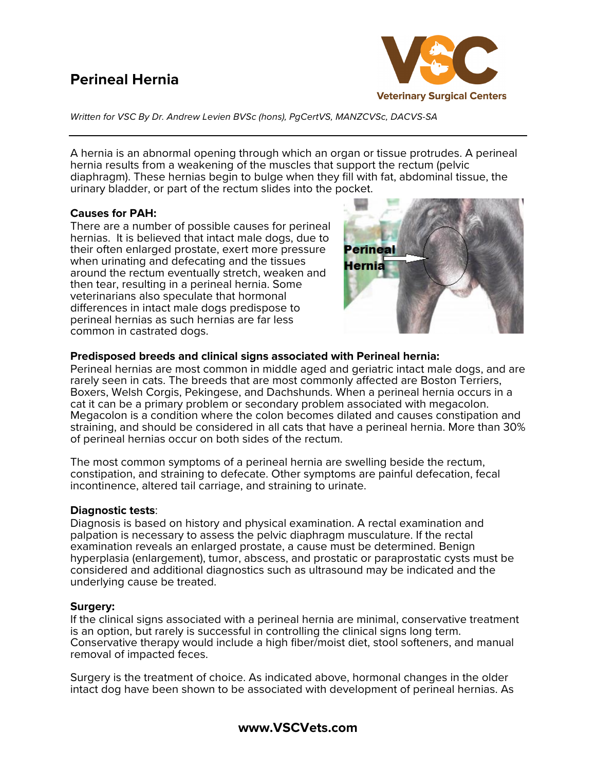# Perineal Hernia

*Written for VSC By Dr. Andrew Levien BVSc (hons), PgCertVS, MANZCVSc, DACVS-SA*

A hernia is an abnormal opening through which an organ or tissue protrudes. A perineal hernia results from a weakening of the muscles that support the rectum (pelvic diaphragm). These hernias begin to bulge when they fill with fat, abdominal tissue, the urinary bladder, or part of the rectum slides into the pocket.

**Causes for PAH:**

There are a number of possible causes for perineal hernias. It is believed that intact male dogs, due to their often enlarged prostate, exert more pressure when urinating and defecating and the tissues around the rectum eventually stretch, weaken and then tear, resulting in a perineal hernia. Some veterinarians also speculate that hormonal differences in intact male dogs predispose to perineal hernias as such hernias are far less common in castrated dogs.

**Predisposed breeds and clinical signs associated with Perineal hernia:**

Perineal hernias are most common in middle aged and geriatric intact male dogs, and are rarely seen in cats. The breeds that are most commonly affected are Boston Terriers, Boxers, Welsh Corgis, Pekingese, and Dachshunds. When a perineal hernia occurs in a cat it can be a primary problem or secondary problem associated with megacolon. Megacolon is a condition where the colon becomes dilated and causes constipation and straining, and should be considered in all cats that have a perineal hernia. More than 30% of perineal hernias occur on both sides of the rectum.

The most common symptoms of a perineal hernia are swelling beside the rectum, constipation, and straining to defecate. Other symptoms are painful defecation, fecal incontinence, altered tail carriage, and straining to urinate.

**Diagnostic tests**:

Diagnosis is based on history and physical examination. A rectal examination and palpation is necessary to assess the pelvic diaphragm musculature. If the rectal examination reveals an enlarged prostate, a cause must be determined. Benign hyperplasia (enlargement), tumor, abscess, and prostatic or paraprostatic cysts must be considered and additional diagnostics such as ultrasound may be indicated and the underlying cause be treated.

**Surgery:**

If the clinical signs associated with a perineal hernia are minimal, conservative treatment is an option, but rarely is successful in controlling the clinical signs long term. Conservative therapy would include a high fiber/moist diet, stool softeners, and manual removal of impacted feces.

Surgery is the treatment of choice. As indicated above, hormonal changes in the older intact dog have been shown to be associated with development of perineal hernias. As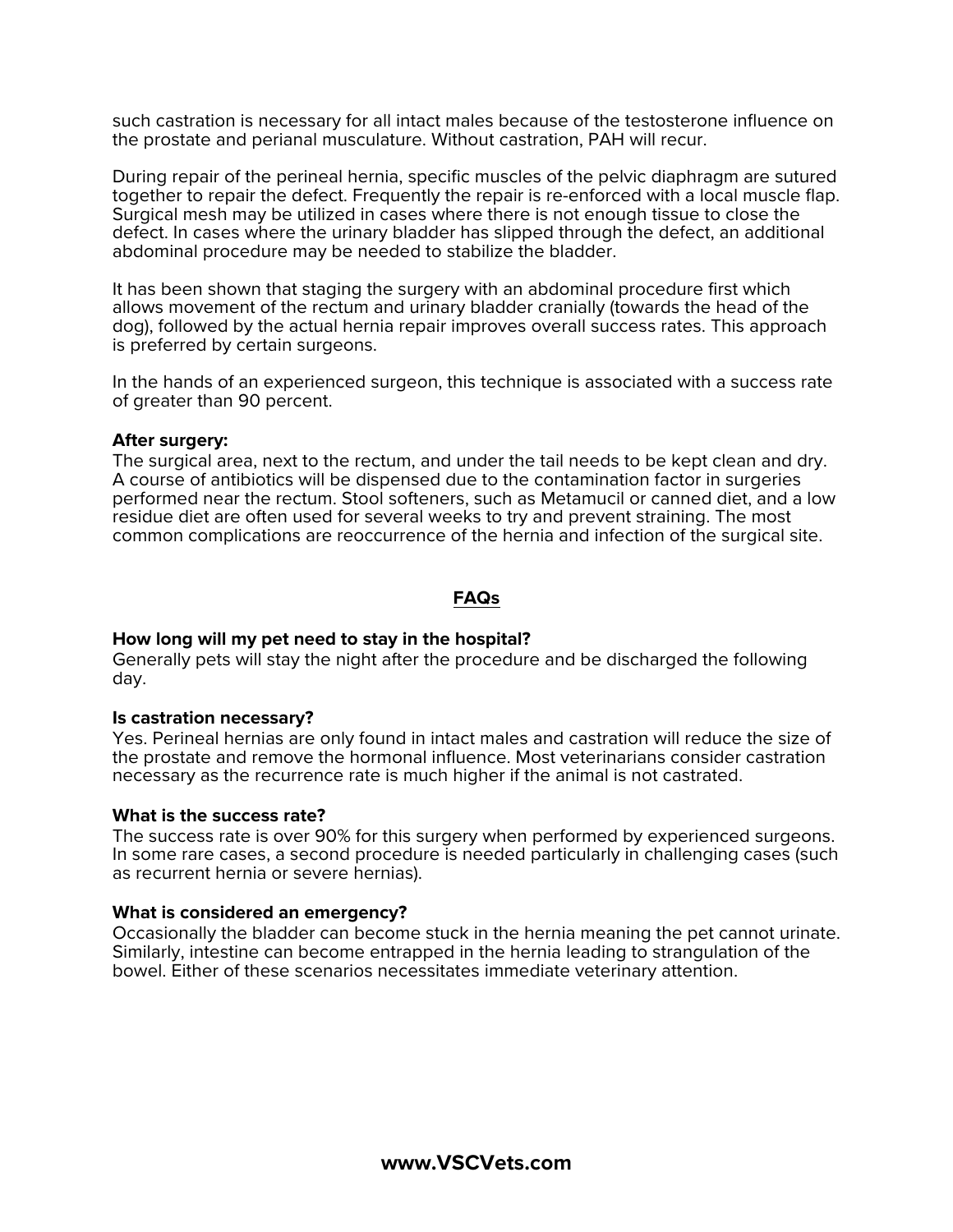such castration is necessary for all intact males because of the testosterone influence on the prostate and perianal musculature. Without castration, PAH will recur.

During repair of the perineal hernia, specific muscles of the pelvic diaphragm are sutured together to repair the defect. Frequently the repair is re-enforced with a local muscle flap. Surgical mesh may be utilized in cases where there is not enough tissue to close the defect. In cases where the urinary bladder has slipped through the defect, an additional abdominal procedure may be needed to stabilize the bladder.

It has been shown that staging the surgery with an abdominal procedure first which allows movement of the rectum and urinary bladder cranially (towards the head of the dog), followed by the actual hernia repair improves overall success rates. This approach is preferred by certain surgeons.

In the hands of an experienced surgeon, this technique is associated with a success rate of greater than 90 percent.

**After surgery:**
The surgical area, next to the rectum, and under the tail needs to be kept clean and dry. A course of antibiotics will be dispensed due to the contamination factor in surgeries performed near the rectum. Stool softeners, such as Metamucil or canned diet, and a low residue diet are often used for several weeks to try and prevent straining. The most common complications are reoccurrence of the hernia and infection of the surgical site.

## FAQs

**How long will my pet need to stay in the hospital?**
Generally pets will stay the night after the procedure and be discharged the following day.

**Is castration necessary?**
Yes. Perineal hernias are only found in intact males and castration will reduce the size of the prostate and remove the hormonal influence. Most veterinarians consider castration necessary as the recurrence rate is much higher if the animal is not castrated.

**What is the success rate?**
The success rate is over 90% for this surgery when performed by experienced surgeons. In some rare cases, a second procedure is needed particularly in challenging cases (such as recurrent hernia or severe hernias).

**What is considered an emergency?**
Occasionally the bladder can become stuck in the hernia meaning the pet cannot urinate. Similarly, intestine can become entrapped in the hernia leading to strangulation of the bowel. Either of these scenarios necessitates immediate veterinary attention.